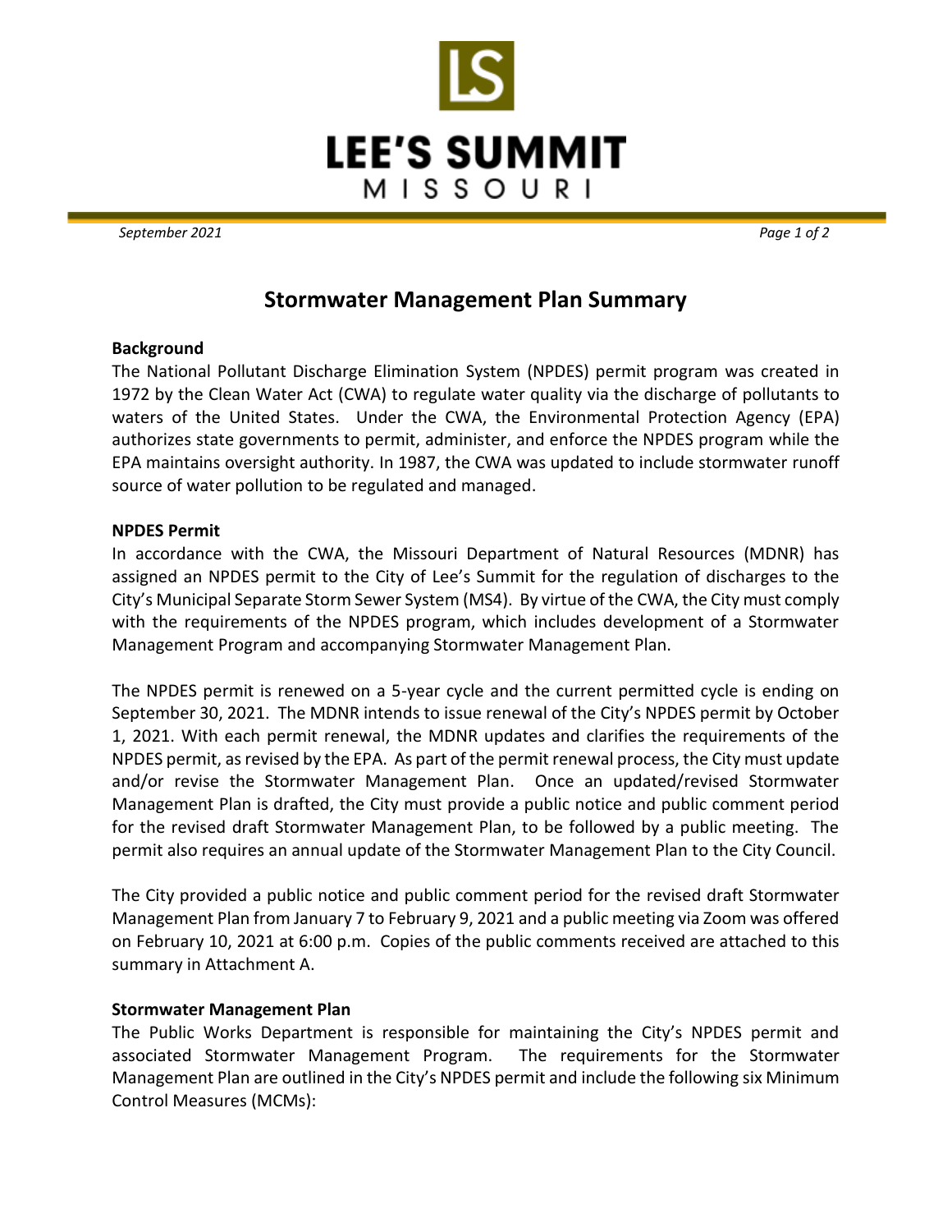# LEE'S SUMMIT
## MISSOURI

*September 2021*

# Stormwater Management Plan Summary

**Background**

The National Pollutant Discharge Elimination System (NPDES) permit program was created in 1972 by the Clean Water Act (CWA) to regulate water quality via the discharge of pollutants to waters of the United States. Under the CWA, the Environmental Protection Agency (EPA) authorizes state governments to permit, administer, and enforce the NPDES program while the EPA maintains oversight authority. In 1987, the CWA was updated to include stormwater runoff source of water pollution to be regulated and managed.

**NPDES Permit**

In accordance with the CWA, the Missouri Department of Natural Resources (MDNR) has assigned an NPDES permit to the City of Lee's Summit for the regulation of discharges to the City's Municipal Separate Storm Sewer System (MS4). By virtue of the CWA, the City must comply with the requirements of the NPDES program, which includes development of a Stormwater Management Program and accompanying Stormwater Management Plan.

The NPDES permit is renewed on a 5-year cycle and the current permitted cycle is ending on September 30, 2021. The MDNR intends to issue renewal of the City's NPDES permit by October 1, 2021. With each permit renewal, the MDNR updates and clarifies the requirements of the NPDES permit, as revised by the EPA. As part of the permit renewal process, the City must update and/or revise the Stormwater Management Plan. Once an updated/revised Stormwater Management Plan is drafted, the City must provide a public notice and public comment period for the revised draft Stormwater Management Plan, to be followed by a public meeting. The permit also requires an annual update of the Stormwater Management Plan to the City Council.

The City provided a public notice and public comment period for the revised draft Stormwater Management Plan from January 7 to February 9, 2021 and a public meeting via Zoom was offered on February 10, 2021 at 6:00 p.m. Copies of the public comments received are attached to this summary in Attachment A.

**Stormwater Management Plan**

The Public Works Department is responsible for maintaining the City's NPDES permit and associated Stormwater Management Program. The requirements for the Stormwater Management Plan are outlined in the City's NPDES permit and include the following six Minimum Control Measures (MCMs):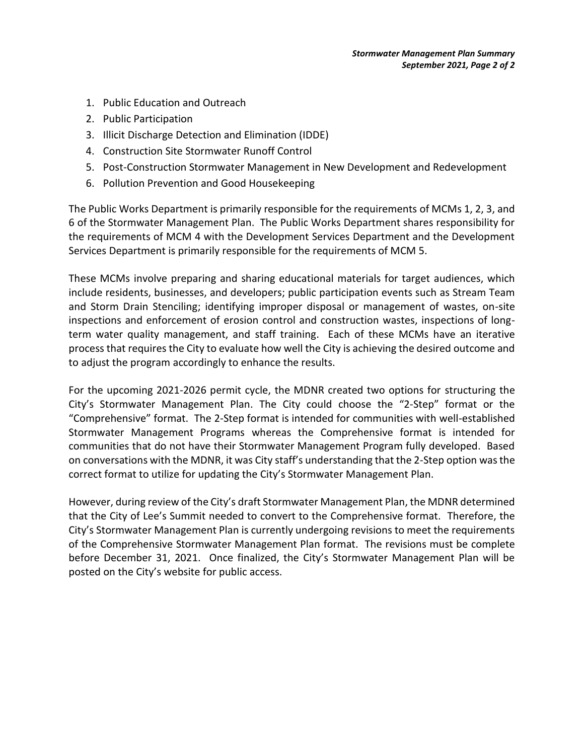1. Public Education and Outreach
2. Public Participation
3. Illicit Discharge Detection and Elimination (IDDE)
4. Construction Site Stormwater Runoff Control
5. Post-Construction Stormwater Management in New Development and Redevelopment
6. Pollution Prevention and Good Housekeeping

The Public Works Department is primarily responsible for the requirements of MCMs 1, 2, 3, and 6 of the Stormwater Management Plan. The Public Works Department shares responsibility for the requirements of MCM 4 with the Development Services Department and the Development Services Department is primarily responsible for the requirements of MCM 5.

These MCMs involve preparing and sharing educational materials for target audiences, which include residents, businesses, and developers; public participation events such as Stream Team and Storm Drain Stenciling; identifying improper disposal or management of wastes, on-site inspections and enforcement of erosion control and construction wastes, inspections of long-term water quality management, and staff training. Each of these MCMs have an iterative process that requires the City to evaluate how well the City is achieving the desired outcome and to adjust the program accordingly to enhance the results.

For the upcoming 2021-2026 permit cycle, the MDNR created two options for structuring the City's Stormwater Management Plan. The City could choose the "2-Step" format or the "Comprehensive" format. The 2-Step format is intended for communities with well-established Stormwater Management Programs whereas the Comprehensive format is intended for communities that do not have their Stormwater Management Program fully developed. Based on conversations with the MDNR, it was City staff's understanding that the 2-Step option was the correct format to utilize for updating the City's Stormwater Management Plan.

However, during review of the City's draft Stormwater Management Plan, the MDNR determined that the City of Lee's Summit needed to convert to the Comprehensive format. Therefore, the City's Stormwater Management Plan is currently undergoing revisions to meet the requirements of the Comprehensive Stormwater Management Plan format. The revisions must be complete before December 31, 2021. Once finalized, the City's Stormwater Management Plan will be posted on the City's website for public access.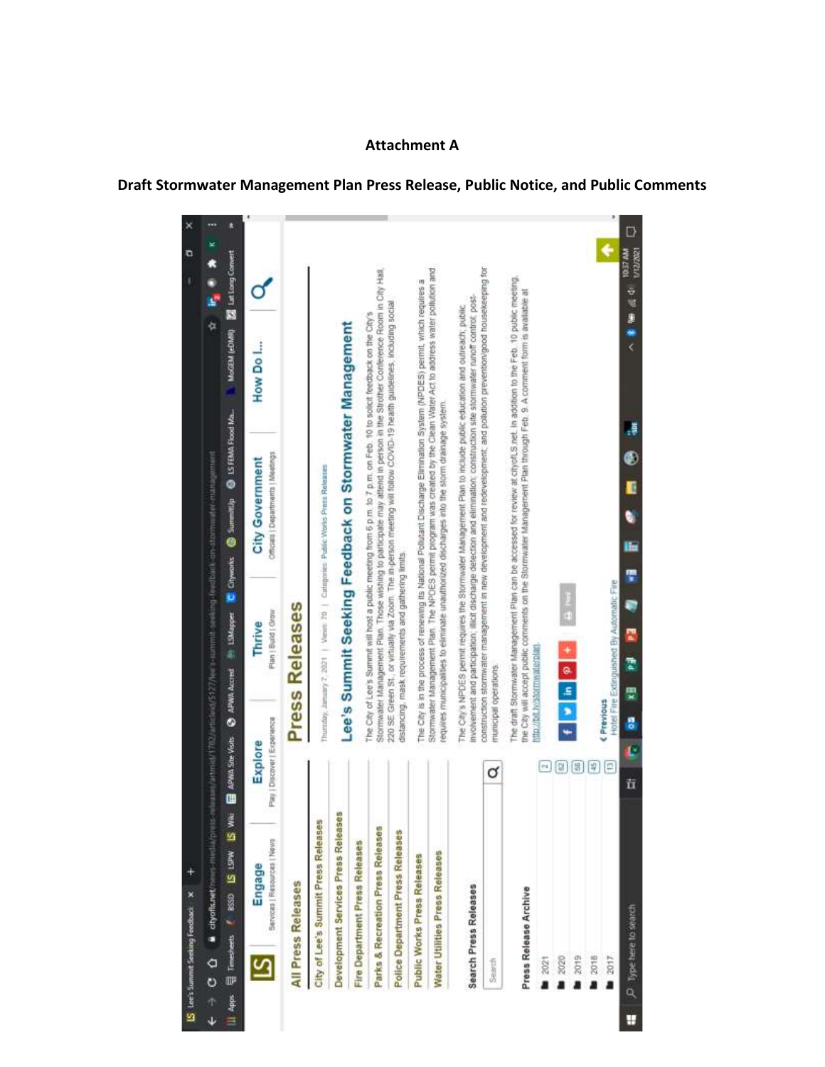**Attachment A**

**Draft Stormwater Management Plan Press Release, Public Notice, and Public Comments**

# Press Releases

Thursday, January 7, 2021 | Views: 70 | Categories: Public Works Press Releases

## Lee's Summit Seeking Feedback on Stormwater Management

The City of Lee's Summit will host a public meeting from 6 p.m. to 7 p.m. on Feb. 10 to solicit feedback on the City's Stormwater Management Plan. Those wishing to participate may attend in person in the Strother Conference Room in City Hall, 220 SE Green St., or virtually via Zoom. The in-person meeting will follow COVID-19 health guidelines, including social distancing, mask requirements and gathering limits.

The City is in the process of renewing its National Pollutant Discharge Elimination System (NPDES) permit, which requires a Stormwater Management Plan. The NPDES permit program was created by the Clean Water Act to address water pollution and requires municipalities to eliminate unauthorized discharges into the storm drainage system.

The City's NPDES permit requires the Stormwater Management Plan to include public education and outreach; public involvement and participation; illicit discharge detection and elimination; construction site stormwater runoff control; post-construction stormwater management in new development and redevelopment; and pollution prevention/good housekeeping for municipal operations.

The draft Stormwater Management Plan can be accessed for review at cityofLS.net. In addition to the Feb. 10 public meeting, the City will accept public comments on the Stormwater Management Plan through Feb. 9. A comment form is available at http://bit.ly/stormwaterplan.

**All Press Releases**

- City of Lee's Summit Press Releases
- Development Services Press Releases
- Fire Department Press Releases
- Parks & Recreation Press Releases
- Police Department Press Releases
- Public Works Press Releases
- Water Utilities Press Releases

**Search Press Releases**

**Press Release Archive**

- 2021 (2)
- 2020 (62)
- 2019 (68)
- 2018 (45)
- 2017 (13)

‹ Previous
Hotel Fire Extinguished By Automatic Fire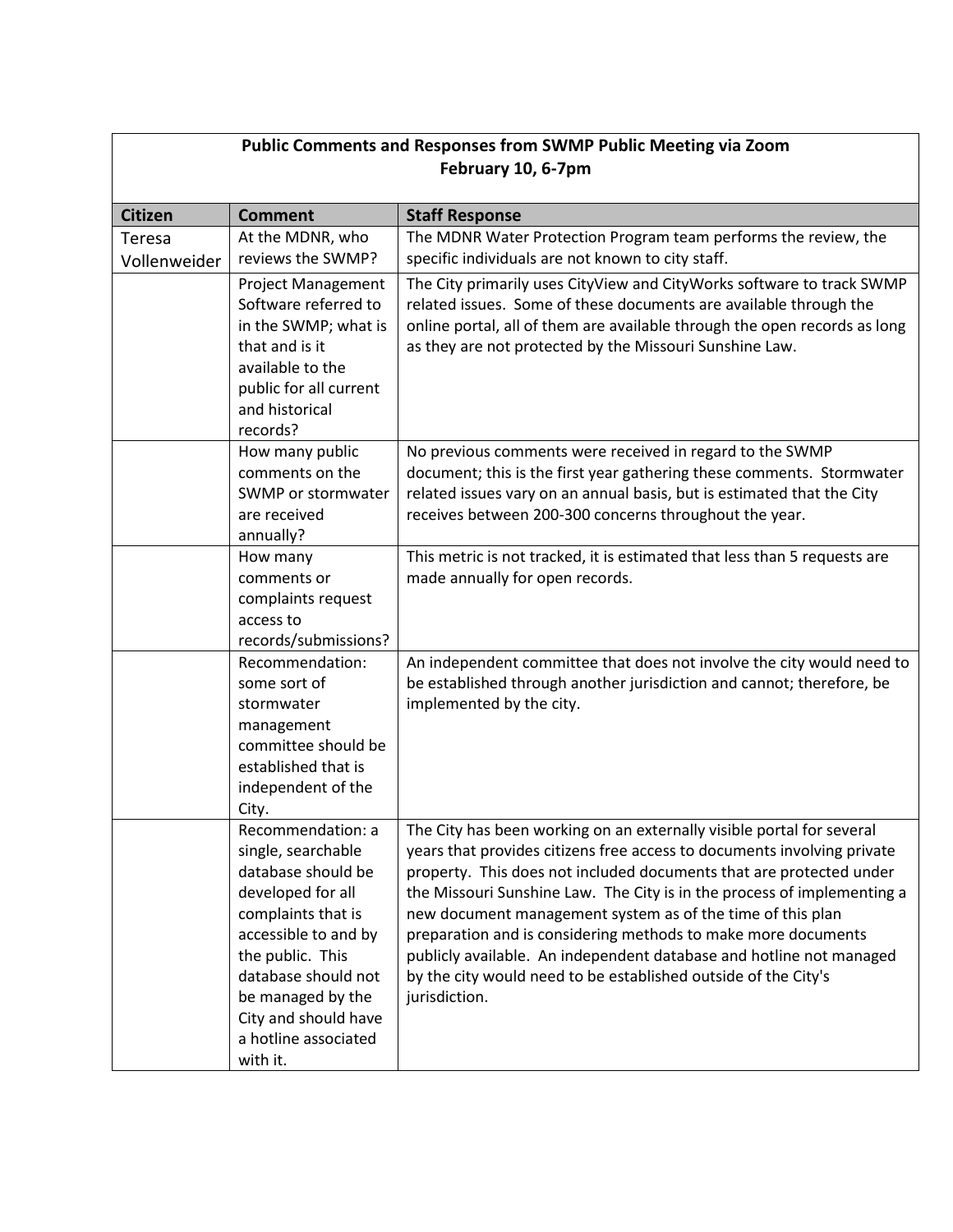**Public Comments and Responses from SWMP Public Meeting via Zoom**
**February 10, 6-7pm**

| Citizen | Comment | Staff Response |
|---|---|---|
| Teresa Vollenweider | At the MDNR, who reviews the SWMP? | The MDNR Water Protection Program team performs the review, the specific individuals are not known to city staff. |
| | Project Management Software referred to in the SWMP; what is that and is it available to the public for all current and historical records? | The City primarily uses CityView and CityWorks software to track SWMP related issues. Some of these documents are available through the online portal, all of them are available through the open records as long as they are not protected by the Missouri Sunshine Law. |
| | How many public comments on the SWMP or stormwater are received annually? | No previous comments were received in regard to the SWMP document; this is the first year gathering these comments. Stormwater related issues vary on an annual basis, but is estimated that the City receives between 200-300 concerns throughout the year. |
| | How many comments or complaints request access to records/submissions? | This metric is not tracked, it is estimated that less than 5 requests are made annually for open records. |
| | Recommendation: some sort of stormwater management committee should be established that is independent of the City. | An independent committee that does not involve the city would need to be established through another jurisdiction and cannot; therefore, be implemented by the city. |
| | Recommendation: a single, searchable database should be developed for all complaints that is accessible to and by the public. This database should not be managed by the City and should have a hotline associated with it. | The City has been working on an externally visible portal for several years that provides citizens free access to documents involving private property. This does not included documents that are protected under the Missouri Sunshine Law. The City is in the process of implementing a new document management system as of the time of this plan preparation and is considering methods to make more documents publicly available. An independent database and hotline not managed by the city would need to be established outside of the City's jurisdiction. |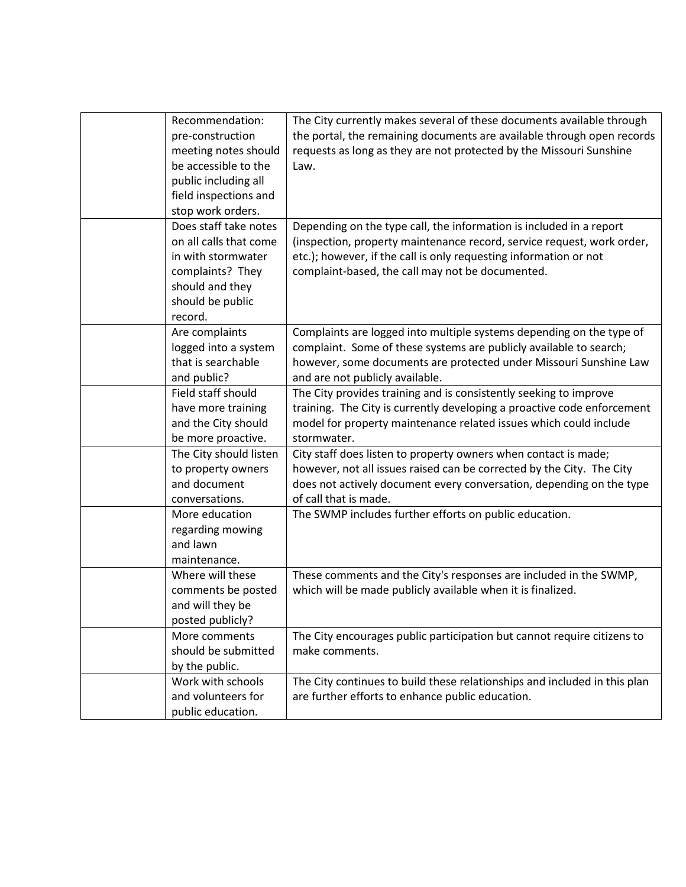| | | |
|---|---|---|
| | Recommendation: pre-construction meeting notes should be accessible to the public including all field inspections and stop work orders. | The City currently makes several of these documents available through the portal, the remaining documents are available through open records requests as long as they are not protected by the Missouri Sunshine Law. |
| | Does staff take notes on all calls that come in with stormwater complaints? They should and they should be public record. | Depending on the type call, the information is included in a report (inspection, property maintenance record, service request, work order, etc.); however, if the call is only requesting information or not complaint-based, the call may not be documented. |
| | Are complaints logged into a system that is searchable and public? | Complaints are logged into multiple systems depending on the type of complaint. Some of these systems are publicly available to search; however, some documents are protected under Missouri Sunshine Law and are not publicly available. |
| | Field staff should have more training and the City should be more proactive. | The City provides training and is consistently seeking to improve training. The City is currently developing a proactive code enforcement model for property maintenance related issues which could include stormwater. |
| | The City should listen to property owners and document conversations. | City staff does listen to property owners when contact is made; however, not all issues raised can be corrected by the City. The City does not actively document every conversation, depending on the type of call that is made. |
| | More education regarding mowing and lawn maintenance. | The SWMP includes further efforts on public education. |
| | Where will these comments be posted and will they be posted publicly? | These comments and the City's responses are included in the SWMP, which will be made publicly available when it is finalized. |
| | More comments should be submitted by the public. | The City encourages public participation but cannot require citizens to make comments. |
| | Work with schools and volunteers for public education. | The City continues to build these relationships and included in this plan are further efforts to enhance public education. |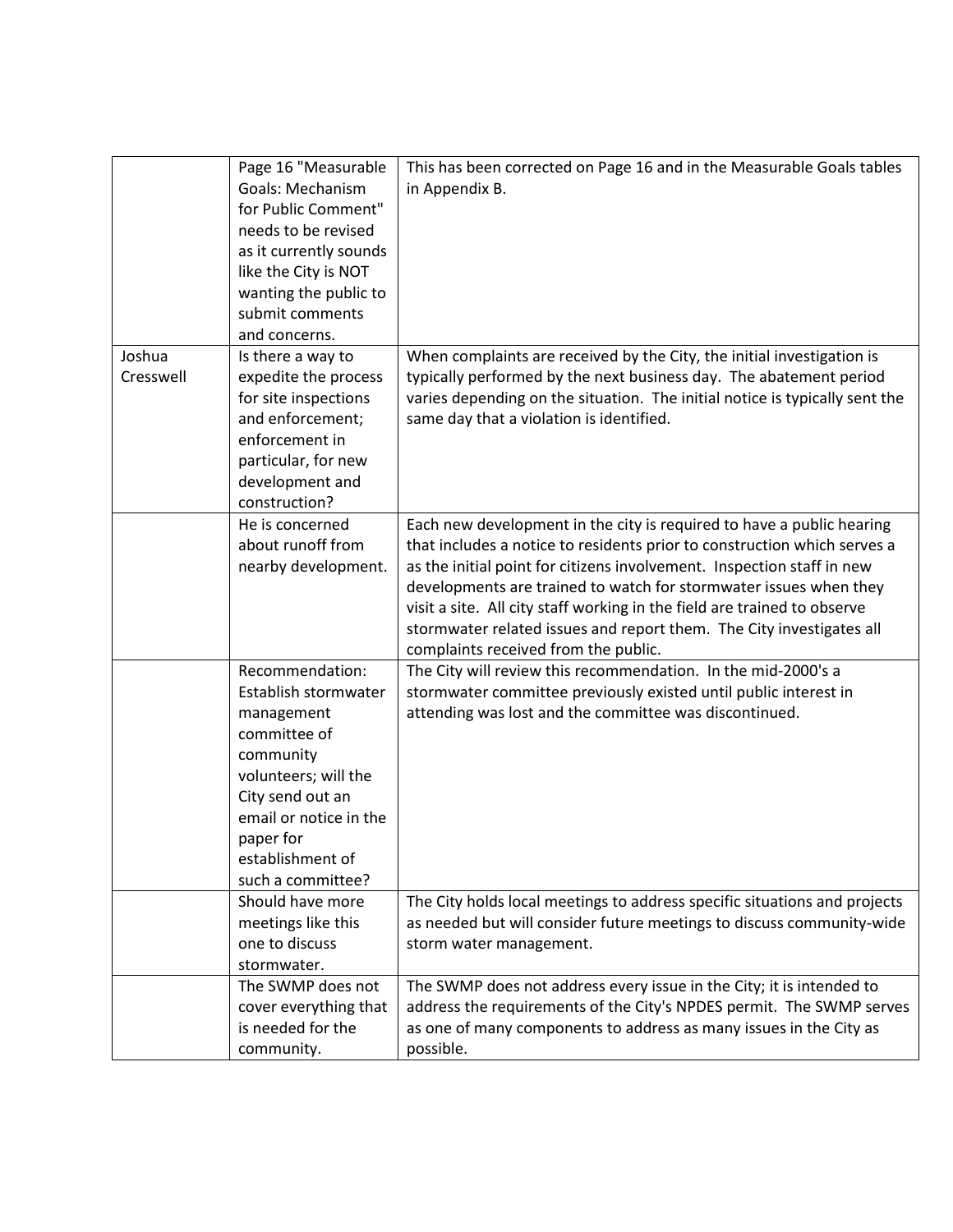| | | |
|---|---|---|
| | Page 16 "Measurable Goals: Mechanism for Public Comment" needs to be revised as it currently sounds like the City is NOT wanting the public to submit comments and concerns. | This has been corrected on Page 16 and in the Measurable Goals tables in Appendix B. |
| Joshua Cresswell | Is there a way to expedite the process for site inspections and enforcement; enforcement in particular, for new development and construction? | When complaints are received by the City, the initial investigation is typically performed by the next business day. The abatement period varies depending on the situation. The initial notice is typically sent the same day that a violation is identified. |
| | He is concerned about runoff from nearby development. | Each new development in the city is required to have a public hearing that includes a notice to residents prior to construction which serves a as the initial point for citizens involvement. Inspection staff in new developments are trained to watch for stormwater issues when they visit a site. All city staff working in the field are trained to observe stormwater related issues and report them. The City investigates all complaints received from the public. |
| | Recommendation: Establish stormwater management committee of community volunteers; will the City send out an email or notice in the paper for establishment of such a committee? | The City will review this recommendation. In the mid-2000's a stormwater committee previously existed until public interest in attending was lost and the committee was discontinued. |
| | Should have more meetings like this one to discuss stormwater. | The City holds local meetings to address specific situations and projects as needed but will consider future meetings to discuss community-wide storm water management. |
| | The SWMP does not cover everything that is needed for the community. | The SWMP does not address every issue in the City; it is intended to address the requirements of the City's NPDES permit. The SWMP serves as one of many components to address as many issues in the City as possible. |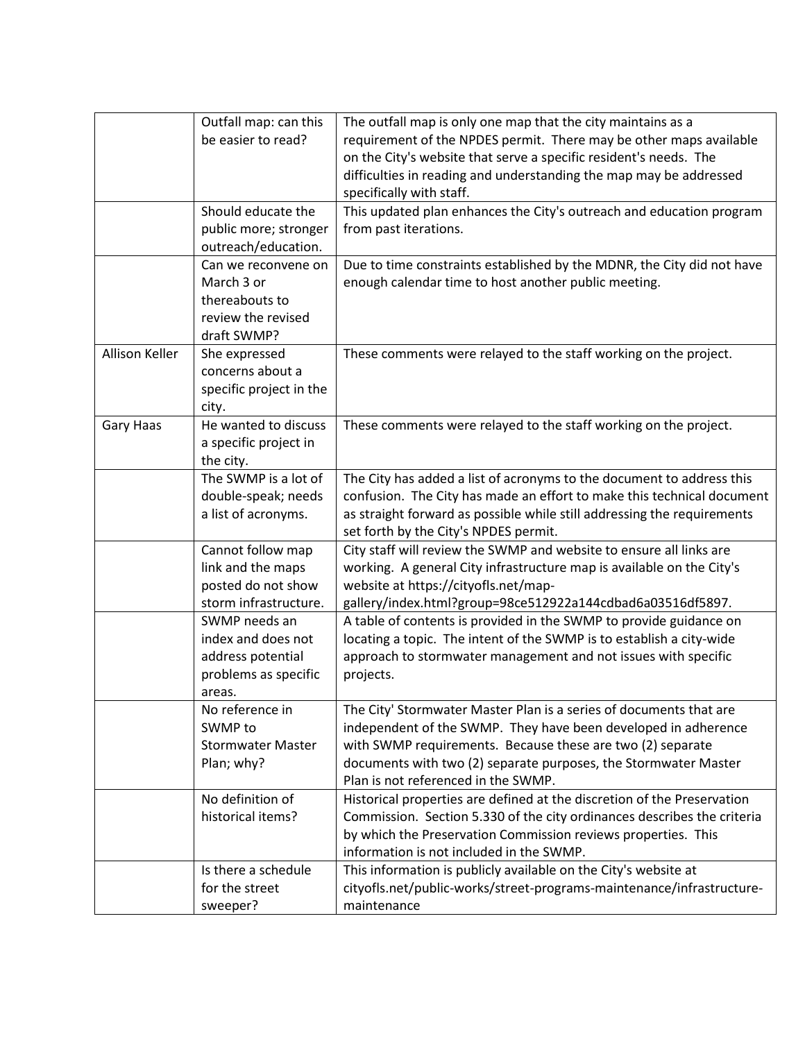| | | |
|---|---|---|
| | Outfall map: can this be easier to read? | The outfall map is only one map that the city maintains as a requirement of the NPDES permit. There may be other maps available on the City's website that serve a specific resident's needs. The difficulties in reading and understanding the map may be addressed specifically with staff. |
| | Should educate the public more; stronger outreach/education. | This updated plan enhances the City's outreach and education program from past iterations. |
| | Can we reconvene on March 3 or thereabouts to review the revised draft SWMP? | Due to time constraints established by the MDNR, the City did not have enough calendar time to host another public meeting. |
| Allison Keller | She expressed concerns about a specific project in the city. | These comments were relayed to the staff working on the project. |
| Gary Haas | He wanted to discuss a specific project in the city. | These comments were relayed to the staff working on the project. |
| | The SWMP is a lot of double-speak; needs a list of acronyms. | The City has added a list of acronyms to the document to address this confusion. The City has made an effort to make this technical document as straight forward as possible while still addressing the requirements set forth by the City's NPDES permit. |
| | Cannot follow map link and the maps posted do not show storm infrastructure. | City staff will review the SWMP and website to ensure all links are working. A general City infrastructure map is available on the City's website at https://cityofls.net/map-gallery/index.html?group=98ce512922a144cdbad6a03516df5897. |
| | SWMP needs an index and does not address potential problems as specific areas. | A table of contents is provided in the SWMP to provide guidance on locating a topic. The intent of the SWMP is to establish a city-wide approach to stormwater management and not issues with specific projects. |
| | No reference in SWMP to Stormwater Master Plan; why? | The City' Stormwater Master Plan is a series of documents that are independent of the SWMP. They have been developed in adherence with SWMP requirements. Because these are two (2) separate documents with two (2) separate purposes, the Stormwater Master Plan is not referenced in the SWMP. |
| | No definition of historical items? | Historical properties are defined at the discretion of the Preservation Commission. Section 5.330 of the city ordinances describes the criteria by which the Preservation Commission reviews properties. This information is not included in the SWMP. |
| | Is there a schedule for the street sweeper? | This information is publicly available on the City's website at cityofls.net/public-works/street-programs-maintenance/infrastructure-maintenance |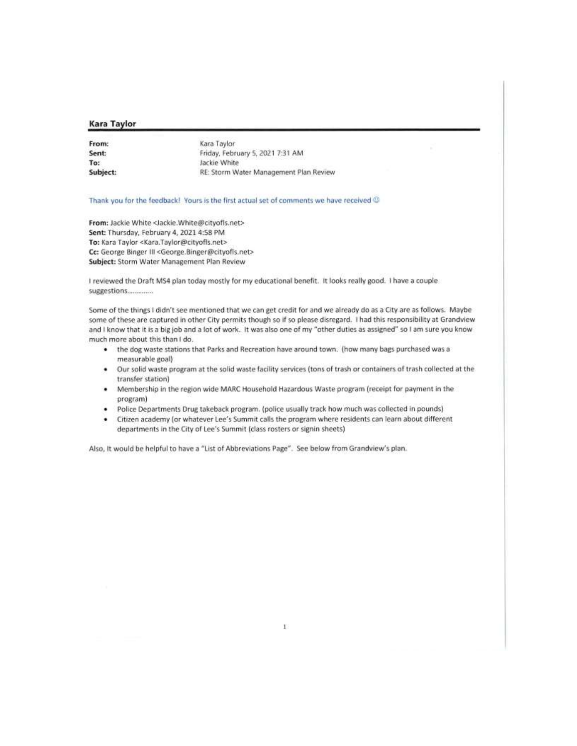**Kara Taylor**

**From:** Kara Taylor
**Sent:** Friday, February 5, 2021 7:31 AM
**To:** Jackie White
**Subject:** RE: Storm Water Management Plan Review

Thank you for the feedback! Yours is the first actual set of comments we have received ☺

**From:** Jackie White <Jackie.White@cityofls.net>
**Sent:** Thursday, February 4, 2021 4:58 PM
**To:** Kara Taylor <Kara.Taylor@cityofls.net>
**Cc:** George Binger III <George.Binger@cityofls.net>
**Subject:** Storm Water Management Plan Review

I reviewed the Draft MS4 plan today mostly for my educational benefit. It looks really good. I have a couple suggestions.............

Some of the things I didn't see mentioned that we can get credit for and we already do as a City are as follows. Maybe some of these are captured in other City permits though so if so please disregard. I had this responsibility at Grandview and I know that it is a big job and a lot of work. It was also one of my "other duties as assigned" so I am sure you know much more about this than I do.

- the dog waste stations that Parks and Recreation have around town. (how many bags purchased was a measurable goal)
- Our solid waste program at the solid waste facility services (tons of trash or containers of trash collected at the transfer station)
- Membership in the region wide MARC Household Hazardous Waste program (receipt for payment in the program)
- Police Departments Drug takeback program. (police usually track how much was collected in pounds)
- Citizen academy (or whatever Lee's Summit calls the program where residents can learn about different departments in the City of Lee's Summit (class rosters or signin sheets)

Also, It would be helpful to have a "List of Abbreviations Page". See below from Grandview's plan.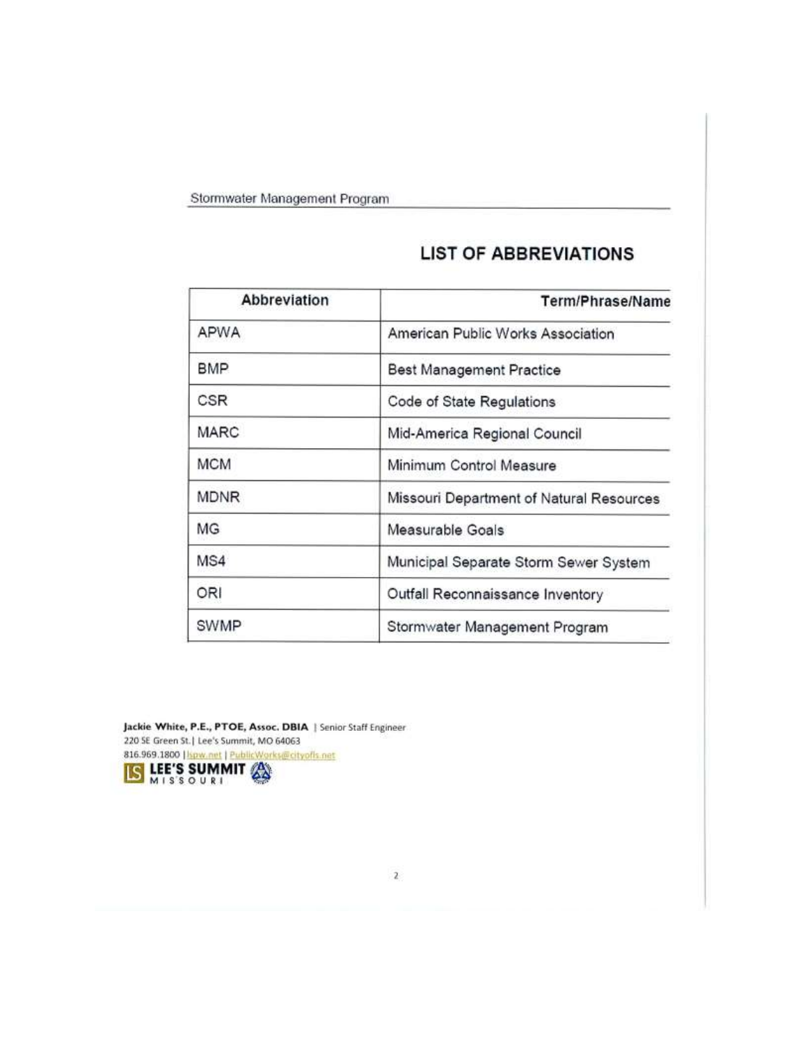## LIST OF ABBREVIATIONS

| Abbreviation | Term/Phrase/Name |
|---|---|
| APWA | American Public Works Association |
| BMP | Best Management Practice |
| CSR | Code of State Regulations |
| MARC | Mid-America Regional Council |
| MCM | Minimum Control Measure |
| MDNR | Missouri Department of Natural Resources |
| MG | Measurable Goals |
| MS4 | Municipal Separate Storm Sewer System |
| ORI | Outfall Reconnaissance Inventory |
| SWMP | Stormwater Management Program |

**Jackie White, P.E., PTOE, Assoc. DBIA** | Senior Staff Engineer
220 SE Green St. | Lee's Summit, MO 64063
816.969.1800 | lspw.net | PublicWorks@cityofls.net
LS LEE'S SUMMIT MISSOURI